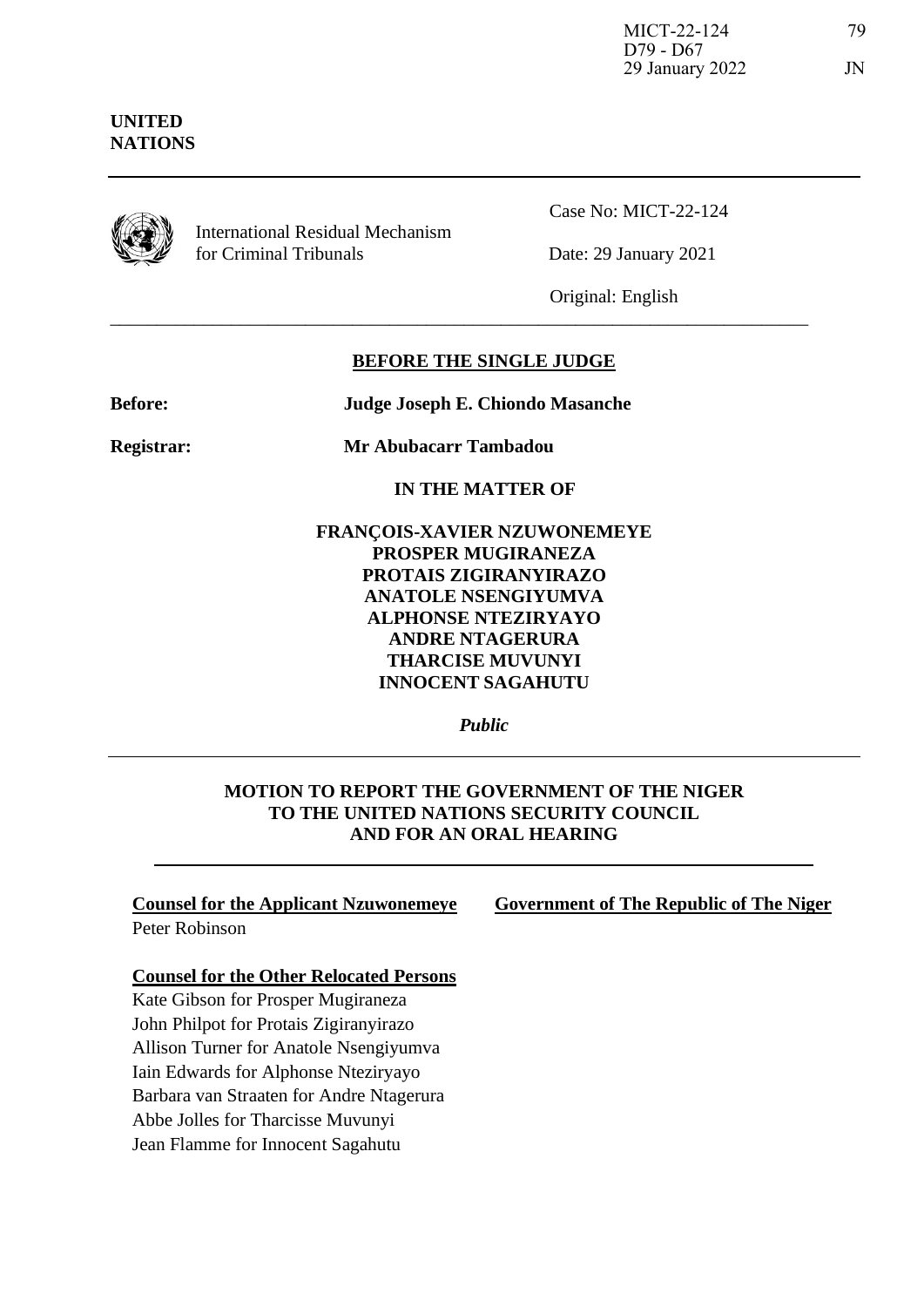MICT-22-124
D79 - D67
29 January 2022

79

JN

**UNITED NATIONS**

International Residual Mechanism for Criminal Tribunals

Case No: MICT-22-124

Date: 29 January 2021

Original: English

**BEFORE THE SINGLE JUDGE**

**Before:** **Judge Joseph E. Chiondo Masanche**

**Registrar:** **Mr Abubacarr Tambadou**

**IN THE MATTER OF**

**FRANÇOIS-XAVIER NZUWONEMEYE**
**PROSPER MUGIRANEZA**
**PROTAIS ZIGIRANYIRAZO**
**ANATOLE NSENGIYUMVA**
**ALPHONSE NTEZIRYAYO**
**ANDRE NTAGERURA**
**THARCISE MUVUNYI**
**INNOCENT SAGAHUTU**

*Public*

**MOTION TO REPORT THE GOVERNMENT OF THE NIGER TO THE UNITED NATIONS SECURITY COUNCIL AND FOR AN ORAL HEARING**

**Counsel for the Applicant Nzuwonemeye**
Peter Robinson

**Government of The Republic of The Niger**

**Counsel for the Other Relocated Persons**
Kate Gibson for Prosper Mugiraneza
John Philpot for Protais Zigiranyirazo
Allison Turner for Anatole Nsengiyumva
Iain Edwards for Alphonse Nteziryayo
Barbara van Straaten for Andre Ntagerura
Abbe Jolles for Tharcisse Muvunyi
Jean Flamme for Innocent Sagahutu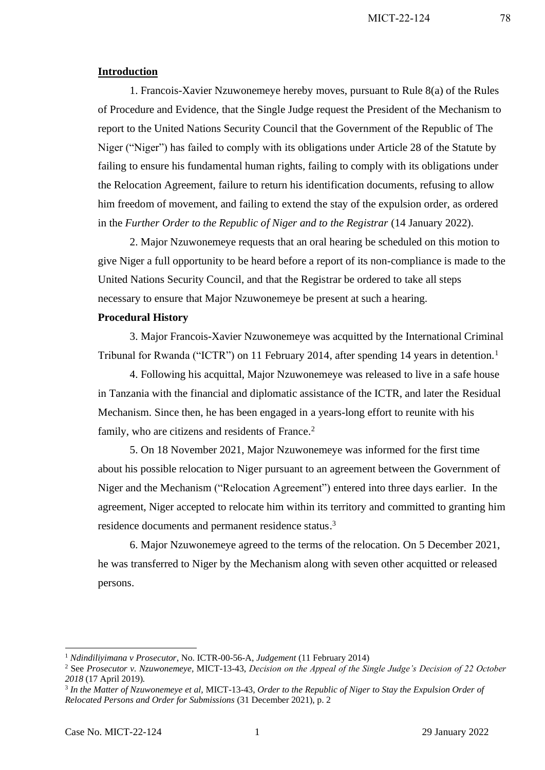## Introduction

1. Francois-Xavier Nzuwonemeye hereby moves, pursuant to Rule 8(a) of the Rules of Procedure and Evidence, that the Single Judge request the President of the Mechanism to report to the United Nations Security Council that the Government of the Republic of The Niger ("Niger") has failed to comply with its obligations under Article 28 of the Statute by failing to ensure his fundamental human rights, failing to comply with its obligations under the Relocation Agreement, failure to return his identification documents, refusing to allow him freedom of movement, and failing to extend the stay of the expulsion order, as ordered in the *Further Order to the Republic of Niger and to the Registrar* (14 January 2022).

2. Major Nzuwonemeye requests that an oral hearing be scheduled on this motion to give Niger a full opportunity to be heard before a report of its non-compliance is made to the United Nations Security Council, and that the Registrar be ordered to take all steps necessary to ensure that Major Nzuwonemeye be present at such a hearing.

## Procedural History

3. Major Francois-Xavier Nzuwonemeye was acquitted by the International Criminal Tribunal for Rwanda ("ICTR") on 11 February 2014, after spending 14 years in detention.[1]

4. Following his acquittal, Major Nzuwonemeye was released to live in a safe house in Tanzania with the financial and diplomatic assistance of the ICTR, and later the Residual Mechanism. Since then, he has been engaged in a years-long effort to reunite with his family, who are citizens and residents of France.[2]

5. On 18 November 2021, Major Nzuwonemeye was informed for the first time about his possible relocation to Niger pursuant to an agreement between the Government of Niger and the Mechanism ("Relocation Agreement") entered into three days earlier. In the agreement, Niger accepted to relocate him within its territory and committed to granting him residence documents and permanent residence status.[3]

6. Major Nzuwonemeye agreed to the terms of the relocation. On 5 December 2021, he was transferred to Niger by the Mechanism along with seven other acquitted or released persons.

---

[1] *Ndindiliyimana v Prosecutor*, No. ICTR-00-56-A, *Judgement* (11 February 2014)

[2] See *Prosecutor v. Nzuwonemeye*, MICT-13-43, *Decision on the Appeal of the Single Judge's Decision of 22 October 2018* (17 April 2019).

[3] *In the Matter of Nzuwonemeye et al*, MICT-13-43, *Order to the Republic of Niger to Stay the Expulsion Order of Relocated Persons and Order for Submissions* (31 December 2021), p. 2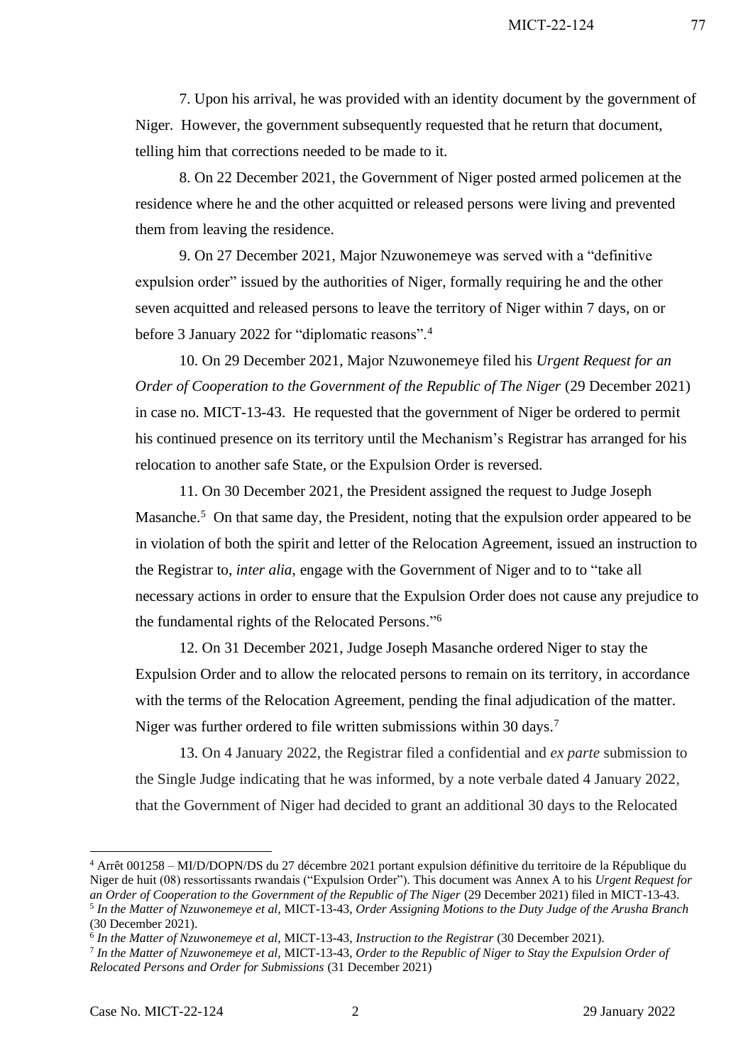7. Upon his arrival, he was provided with an identity document by the government of Niger. However, the government subsequently requested that he return that document, telling him that corrections needed to be made to it.

8. On 22 December 2021, the Government of Niger posted armed policemen at the residence where he and the other acquitted or released persons were living and prevented them from leaving the residence.

9. On 27 December 2021, Major Nzuwonemeye was served with a "definitive expulsion order" issued by the authorities of Niger, formally requiring he and the other seven acquitted and released persons to leave the territory of Niger within 7 days, on or before 3 January 2022 for "diplomatic reasons".[4]

10. On 29 December 2021, Major Nzuwonemeye filed his *Urgent Request for an Order of Cooperation to the Government of the Republic of The Niger* (29 December 2021) in case no. MICT-13-43. He requested that the government of Niger be ordered to permit his continued presence on its territory until the Mechanism's Registrar has arranged for his relocation to another safe State, or the Expulsion Order is reversed.

11. On 30 December 2021, the President assigned the request to Judge Joseph Masanche.[5] On that same day, the President, noting that the expulsion order appeared to be in violation of both the spirit and letter of the Relocation Agreement, issued an instruction to the Registrar to, *inter alia*, engage with the Government of Niger and to to "take all necessary actions in order to ensure that the Expulsion Order does not cause any prejudice to the fundamental rights of the Relocated Persons."[6]

12. On 31 December 2021, Judge Joseph Masanche ordered Niger to stay the Expulsion Order and to allow the relocated persons to remain on its territory, in accordance with the terms of the Relocation Agreement, pending the final adjudication of the matter. Niger was further ordered to file written submissions within 30 days.[7]

13. On 4 January 2022, the Registrar filed a confidential and *ex parte* submission to the Single Judge indicating that he was informed, by a note verbale dated 4 January 2022, that the Government of Niger had decided to grant an additional 30 days to the Relocated

---

[4] Arrêt 001258 – MI/D/DOPN/DS du 27 décembre 2021 portant expulsion définitive du territoire de la République du Niger de huit (08) ressortissants rwandais ("Expulsion Order"). This document was Annex A to his *Urgent Request for an Order of Cooperation to the Government of the Republic of The Niger* (29 December 2021) filed in MICT-13-43.

[5] *In the Matter of Nzuwonemeye et al*, MICT-13-43, *Order Assigning Motions to the Duty Judge of the Arusha Branch* (30 December 2021).

[6] *In the Matter of Nzuwonemeye et al*, MICT-13-43, *Instruction to the Registrar* (30 December 2021).

[7] *In the Matter of Nzuwonemeye et al*, MICT-13-43, *Order to the Republic of Niger to Stay the Expulsion Order of Relocated Persons and Order for Submissions* (31 December 2021)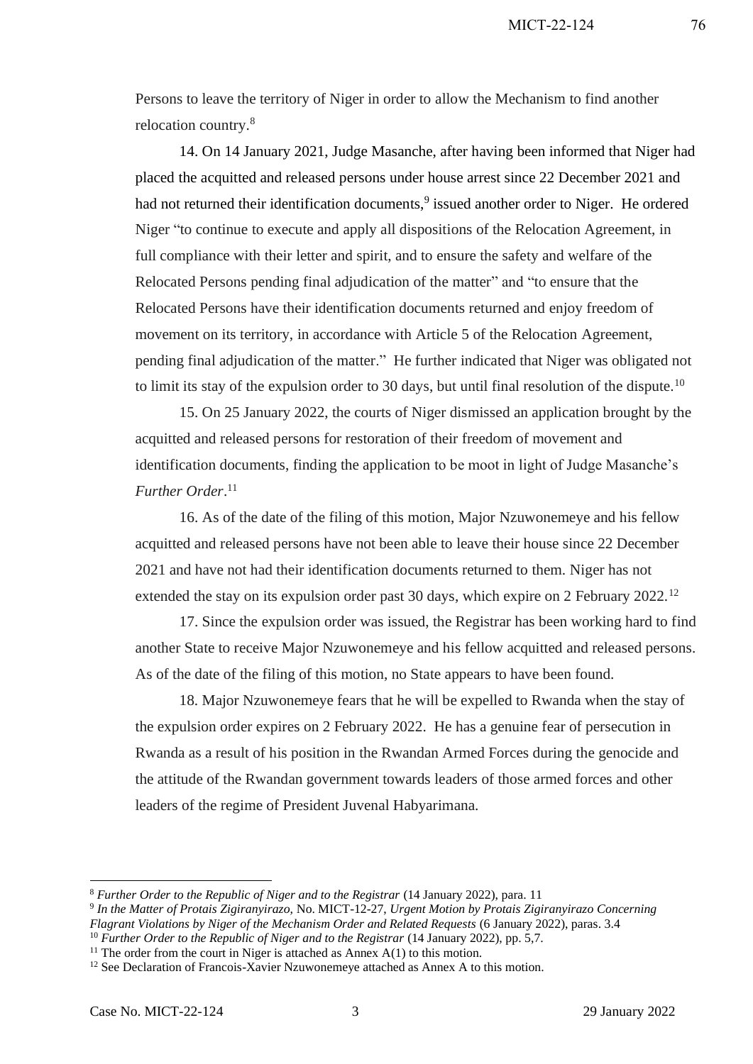Persons to leave the territory of Niger in order to allow the Mechanism to find another relocation country.[8]

14. On 14 January 2021, Judge Masanche, after having been informed that Niger had placed the acquitted and released persons under house arrest since 22 December 2021 and had not returned their identification documents,[9] issued another order to Niger. He ordered Niger "to continue to execute and apply all dispositions of the Relocation Agreement, in full compliance with their letter and spirit, and to ensure the safety and welfare of the Relocated Persons pending final adjudication of the matter" and "to ensure that the Relocated Persons have their identification documents returned and enjoy freedom of movement on its territory, in accordance with Article 5 of the Relocation Agreement, pending final adjudication of the matter." He further indicated that Niger was obligated not to limit its stay of the expulsion order to 30 days, but until final resolution of the dispute.[10]

15. On 25 January 2022, the courts of Niger dismissed an application brought by the acquitted and released persons for restoration of their freedom of movement and identification documents, finding the application to be moot in light of Judge Masanche's *Further Order*.[11]

16. As of the date of the filing of this motion, Major Nzuwonemeye and his fellow acquitted and released persons have not been able to leave their house since 22 December 2021 and have not had their identification documents returned to them. Niger has not extended the stay on its expulsion order past 30 days, which expire on 2 February 2022.[12]

17. Since the expulsion order was issued, the Registrar has been working hard to find another State to receive Major Nzuwonemeye and his fellow acquitted and released persons. As of the date of the filing of this motion, no State appears to have been found.

18. Major Nzuwonemeye fears that he will be expelled to Rwanda when the stay of the expulsion order expires on 2 February 2022. He has a genuine fear of persecution in Rwanda as a result of his position in the Rwandan Armed Forces during the genocide and the attitude of the Rwandan government towards leaders of those armed forces and other leaders of the regime of President Juvenal Habyarimana.

---

[8] *Further Order to the Republic of Niger and to the Registrar* (14 January 2022), para. 11

[9] *In the Matter of Protais Zigiranyirazo*, No. MICT-12-27, *Urgent Motion by Protais Zigiranyirazo Concerning Flagrant Violations by Niger of the Mechanism Order and Related Requests* (6 January 2022), paras. 3.4

[10] *Further Order to the Republic of Niger and to the Registrar* (14 January 2022), pp. 5,7.

[11] The order from the court in Niger is attached as Annex A(1) to this motion.

[12] See Declaration of Francois-Xavier Nzuwonemeye attached as Annex A to this motion.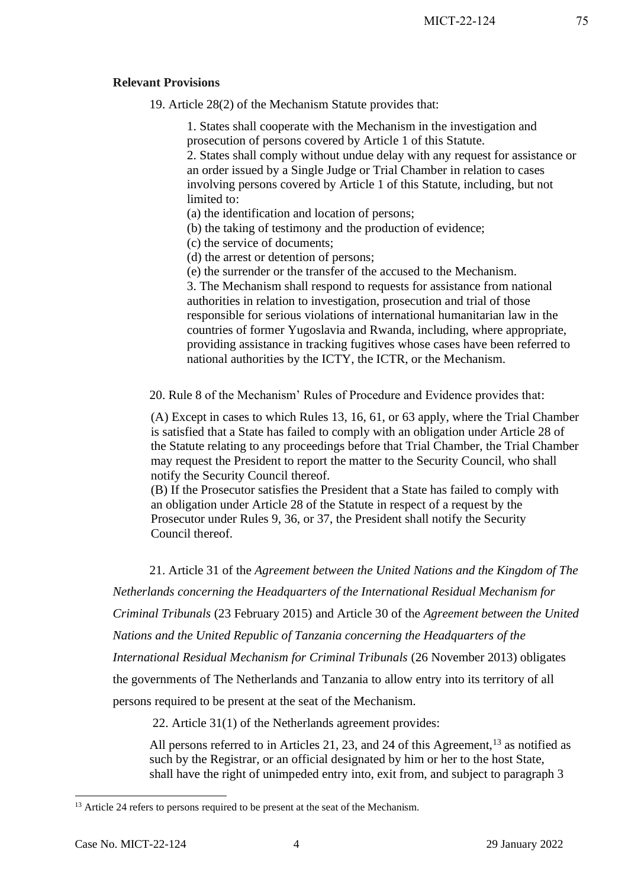**Relevant Provisions**

19. Article 28(2) of the Mechanism Statute provides that:

> 1. States shall cooperate with the Mechanism in the investigation and prosecution of persons covered by Article 1 of this Statute.
> 2. States shall comply without undue delay with any request for assistance or an order issued by a Single Judge or Trial Chamber in relation to cases involving persons covered by Article 1 of this Statute, including, but not limited to:
> (a) the identification and location of persons;
> (b) the taking of testimony and the production of evidence;
> (c) the service of documents;
> (d) the arrest or detention of persons;
> (e) the surrender or the transfer of the accused to the Mechanism.
> 3. The Mechanism shall respond to requests for assistance from national authorities in relation to investigation, prosecution and trial of those responsible for serious violations of international humanitarian law in the countries of former Yugoslavia and Rwanda, including, where appropriate, providing assistance in tracking fugitives whose cases have been referred to national authorities by the ICTY, the ICTR, or the Mechanism.

20. Rule 8 of the Mechanism' Rules of Procedure and Evidence provides that:

> (A) Except in cases to which Rules 13, 16, 61, or 63 apply, where the Trial Chamber is satisfied that a State has failed to comply with an obligation under Article 28 of the Statute relating to any proceedings before that Trial Chamber, the Trial Chamber may request the President to report the matter to the Security Council, who shall notify the Security Council thereof.
> (B) If the Prosecutor satisfies the President that a State has failed to comply with an obligation under Article 28 of the Statute in respect of a request by the Prosecutor under Rules 9, 36, or 37, the President shall notify the Security Council thereof.

21. Article 31 of the *Agreement between the United Nations and the Kingdom of The Netherlands concerning the Headquarters of the International Residual Mechanism for Criminal Tribunals* (23 February 2015) and Article 30 of the *Agreement between the United Nations and the United Republic of Tanzania concerning the Headquarters of the International Residual Mechanism for Criminal Tribunals* (26 November 2013) obligates the governments of The Netherlands and Tanzania to allow entry into its territory of all persons required to be present at the seat of the Mechanism.

22. Article 31(1) of the Netherlands agreement provides:

> All persons referred to in Articles 21, 23, and 24 of this Agreement,[13] as notified as such by the Registrar, or an official designated by him or her to the host State, shall have the right of unimpeded entry into, exit from, and subject to paragraph 3

[13] Article 24 refers to persons required to be present at the seat of the Mechanism.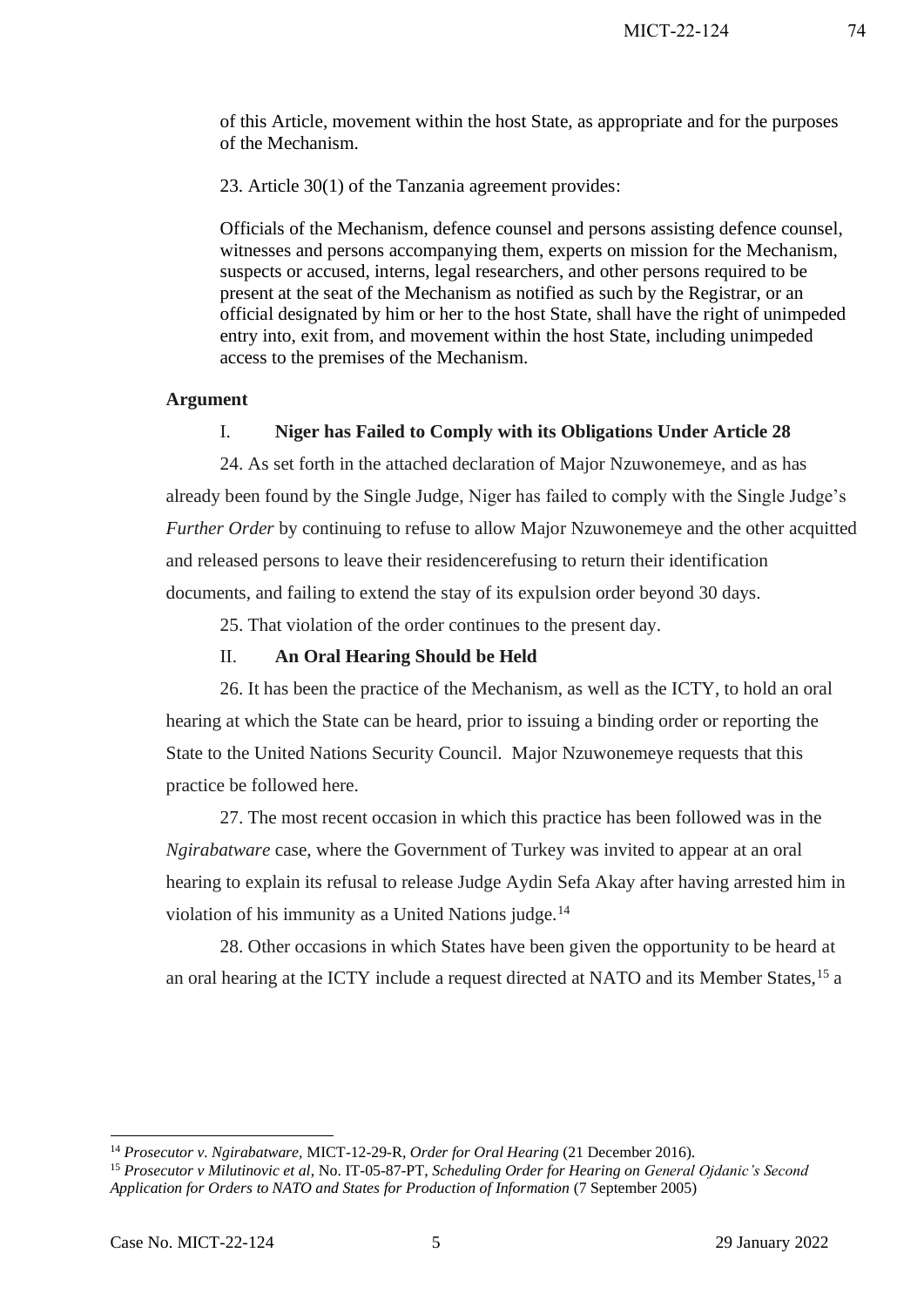of this Article, movement within the host State, as appropriate and for the purposes of the Mechanism.

23. Article 30(1) of the Tanzania agreement provides:

Officials of the Mechanism, defence counsel and persons assisting defence counsel, witnesses and persons accompanying them, experts on mission for the Mechanism, suspects or accused, interns, legal researchers, and other persons required to be present at the seat of the Mechanism as notified as such by the Registrar, or an official designated by him or her to the host State, shall have the right of unimpeded entry into, exit from, and movement within the host State, including unimpeded access to the premises of the Mechanism.

**Argument**

I. **Niger has Failed to Comply with its Obligations Under Article 28**

24. As set forth in the attached declaration of Major Nzuwonemeye, and as has already been found by the Single Judge, Niger has failed to comply with the Single Judge's *Further Order* by continuing to refuse to allow Major Nzuwonemeye and the other acquitted and released persons to leave their residencerefusing to return their identification documents, and failing to extend the stay of its expulsion order beyond 30 days.

25. That violation of the order continues to the present day.

II. **An Oral Hearing Should be Held**

26. It has been the practice of the Mechanism, as well as the ICTY, to hold an oral hearing at which the State can be heard, prior to issuing a binding order or reporting the State to the United Nations Security Council. Major Nzuwonemeye requests that this practice be followed here.

27. The most recent occasion in which this practice has been followed was in the *Ngirabatware* case, where the Government of Turkey was invited to appear at an oral hearing to explain its refusal to release Judge Aydin Sefa Akay after having arrested him in violation of his immunity as a United Nations judge.[14]

28. Other occasions in which States have been given the opportunity to be heard at an oral hearing at the ICTY include a request directed at NATO and its Member States,[15] a

---

[14] *Prosecutor v. Ngirabatware*, MICT-12-29-R, *Order for Oral Hearing* (21 December 2016).

[15] *Prosecutor v Milutinovic et al*, No. IT-05-87-PT, *Scheduling Order for Hearing on General Ojdanic's Second Application for Orders to NATO and States for Production of Information* (7 September 2005)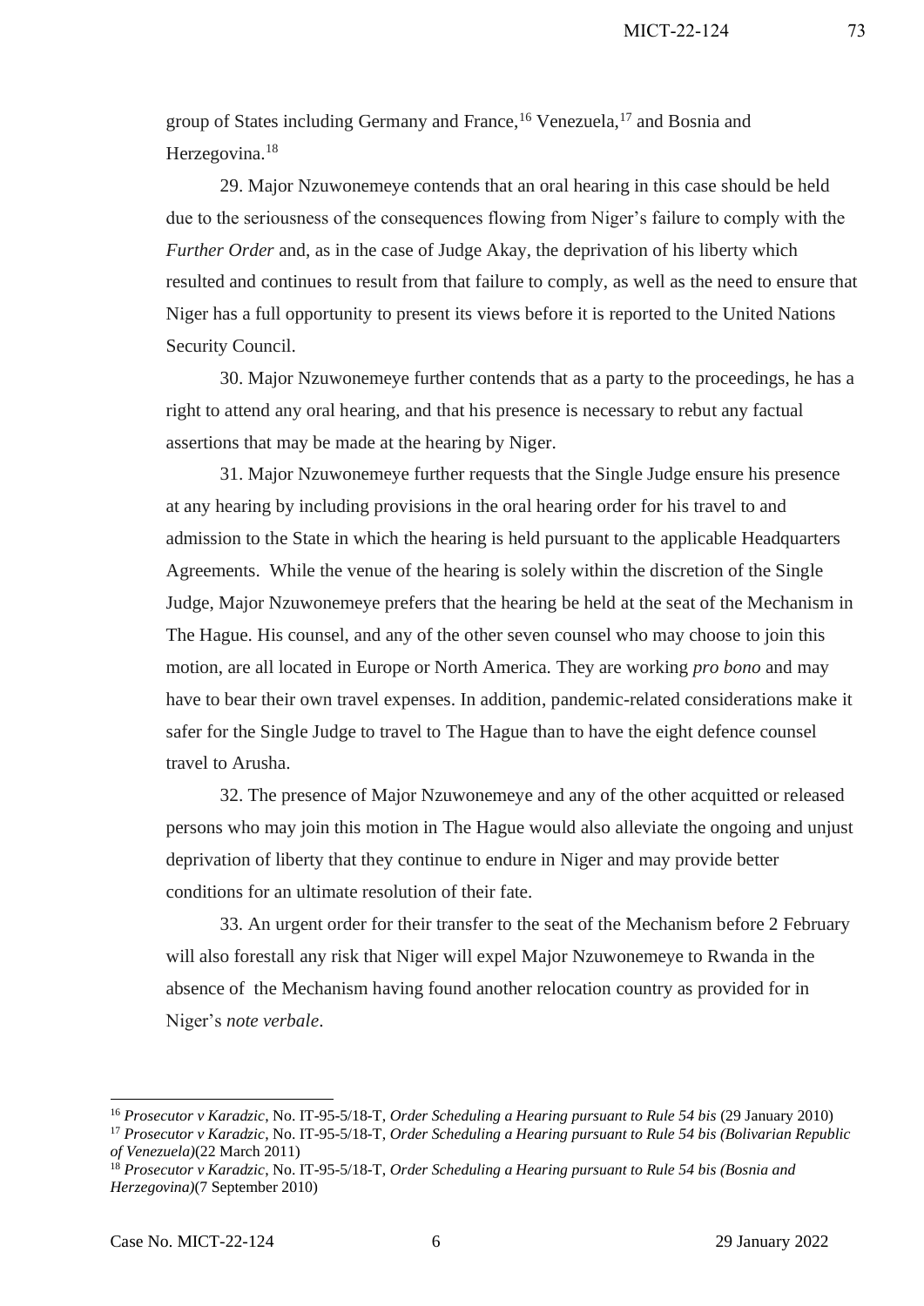group of States including Germany and France,[16] Venezuela,[17] and Bosnia and Herzegovina.[18]

29. Major Nzuwonemeye contends that an oral hearing in this case should be held due to the seriousness of the consequences flowing from Niger's failure to comply with the *Further Order* and, as in the case of Judge Akay, the deprivation of his liberty which resulted and continues to result from that failure to comply, as well as the need to ensure that Niger has a full opportunity to present its views before it is reported to the United Nations Security Council.

30. Major Nzuwonemeye further contends that as a party to the proceedings, he has a right to attend any oral hearing, and that his presence is necessary to rebut any factual assertions that may be made at the hearing by Niger.

31. Major Nzuwonemeye further requests that the Single Judge ensure his presence at any hearing by including provisions in the oral hearing order for his travel to and admission to the State in which the hearing is held pursuant to the applicable Headquarters Agreements. While the venue of the hearing is solely within the discretion of the Single Judge, Major Nzuwonemeye prefers that the hearing be held at the seat of the Mechanism in The Hague. His counsel, and any of the other seven counsel who may choose to join this motion, are all located in Europe or North America. They are working *pro bono* and may have to bear their own travel expenses. In addition, pandemic-related considerations make it safer for the Single Judge to travel to The Hague than to have the eight defence counsel travel to Arusha.

32. The presence of Major Nzuwonemeye and any of the other acquitted or released persons who may join this motion in The Hague would also alleviate the ongoing and unjust deprivation of liberty that they continue to endure in Niger and may provide better conditions for an ultimate resolution of their fate.

33. An urgent order for their transfer to the seat of the Mechanism before 2 February will also forestall any risk that Niger will expel Major Nzuwonemeye to Rwanda in the absence of the Mechanism having found another relocation country as provided for in Niger's *note verbale*.

---

[16] *Prosecutor v Karadzic*, No. IT-95-5/18-T, *Order Scheduling a Hearing pursuant to Rule 54 bis* (29 January 2010)

[17] *Prosecutor v Karadzic*, No. IT-95-5/18-T, *Order Scheduling a Hearing pursuant to Rule 54 bis (Bolivarian Republic of Venezuela)*(22 March 2011)

[18] *Prosecutor v Karadzic*, No. IT-95-5/18-T, *Order Scheduling a Hearing pursuant to Rule 54 bis (Bosnia and Herzegovina)*(7 September 2010)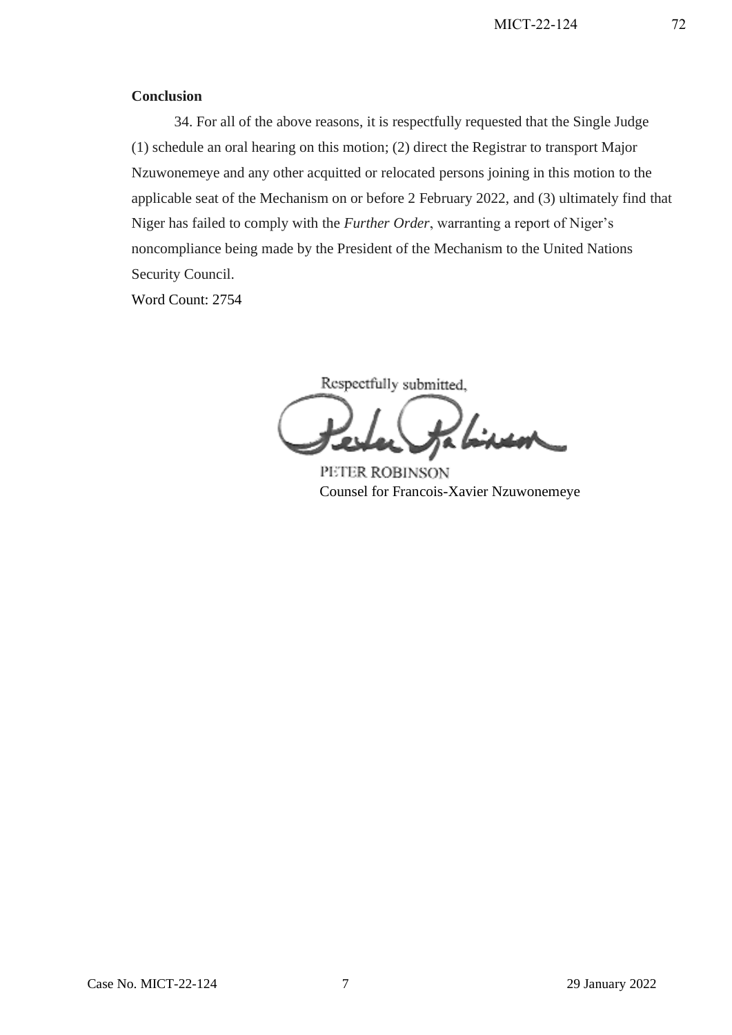**Conclusion**

34. For all of the above reasons, it is respectfully requested that the Single Judge (1) schedule an oral hearing on this motion; (2) direct the Registrar to transport Major Nzuwonemeye and any other acquitted or relocated persons joining in this motion to the applicable seat of the Mechanism on or before 2 February 2022, and (3) ultimately find that Niger has failed to comply with the *Further Order*, warranting a report of Niger's noncompliance being made by the President of the Mechanism to the United Nations Security Council.

Word Count: 2754

Respectfully submitted,

PETER ROBINSON
Counsel for Francois-Xavier Nzuwonemeye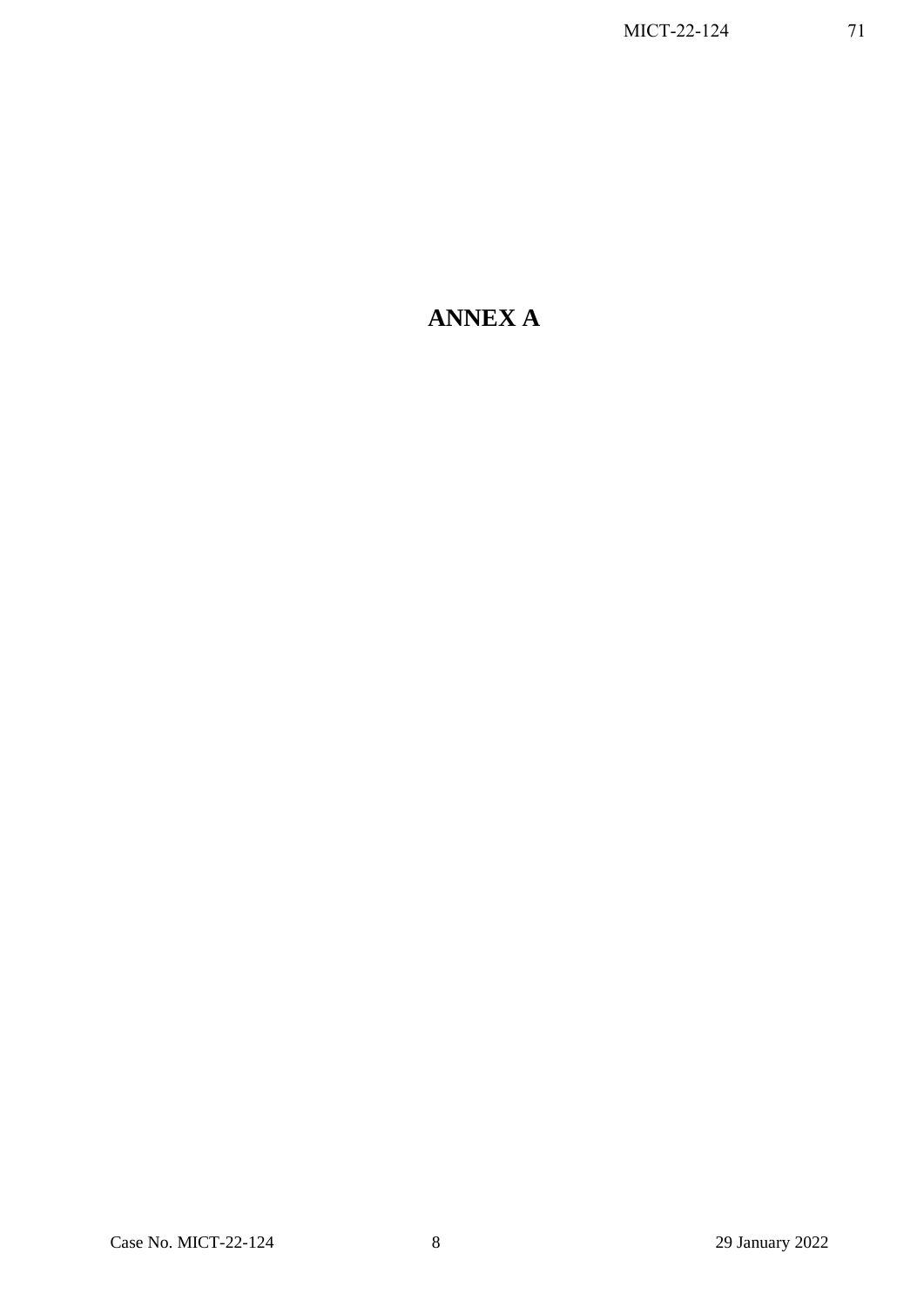# ANNEX A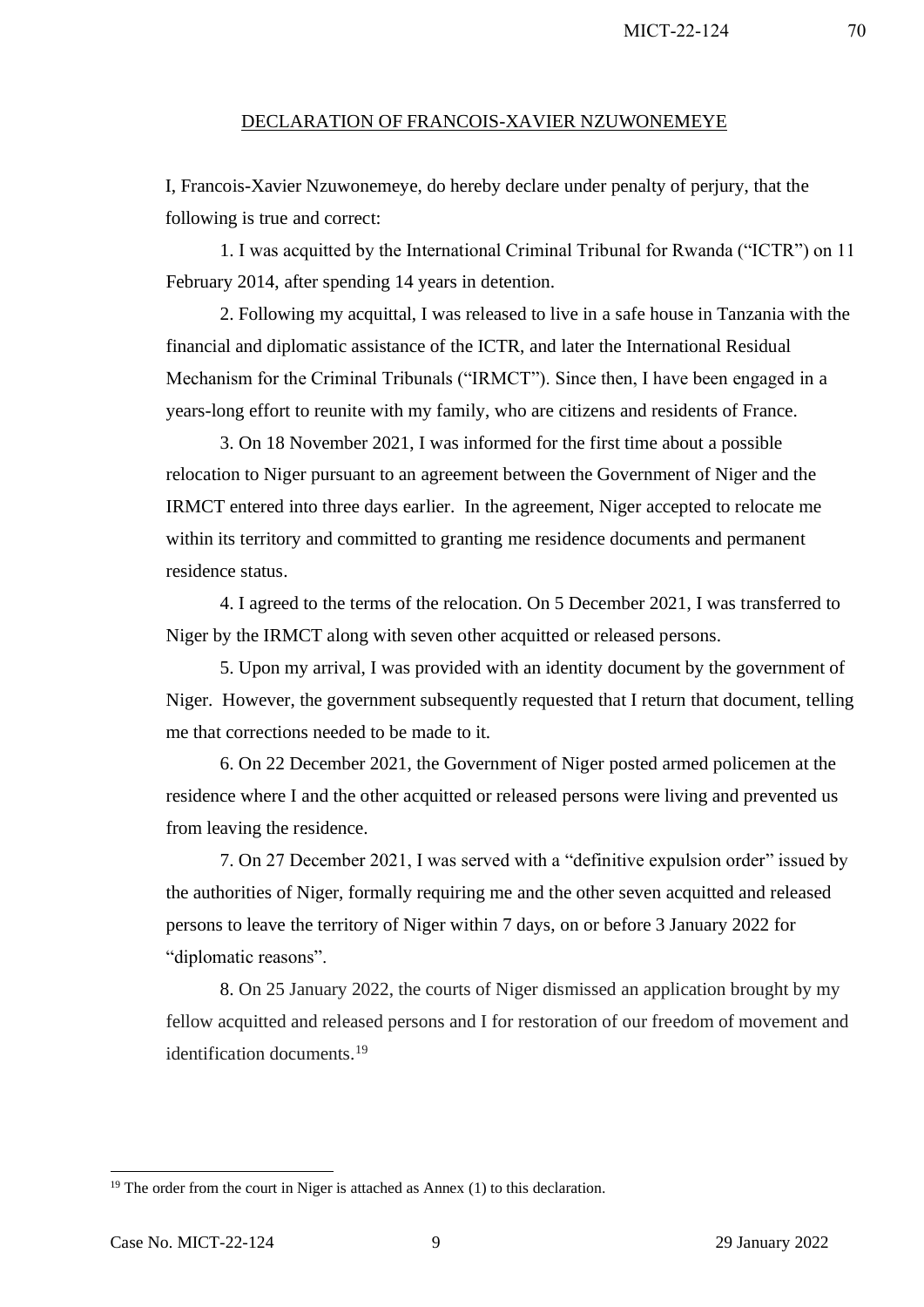<u>DECLARATION OF FRANCOIS-XAVIER NZUWONEMEYE</u>

I, Francois-Xavier Nzuwonemeye, do hereby declare under penalty of perjury, that the following is true and correct:

1. I was acquitted by the International Criminal Tribunal for Rwanda ("ICTR") on 11 February 2014, after spending 14 years in detention.

2. Following my acquittal, I was released to live in a safe house in Tanzania with the financial and diplomatic assistance of the ICTR, and later the International Residual Mechanism for the Criminal Tribunals ("IRMCT"). Since then, I have been engaged in a years-long effort to reunite with my family, who are citizens and residents of France.

3. On 18 November 2021, I was informed for the first time about a possible relocation to Niger pursuant to an agreement between the Government of Niger and the IRMCT entered into three days earlier. In the agreement, Niger accepted to relocate me within its territory and committed to granting me residence documents and permanent residence status.

4. I agreed to the terms of the relocation. On 5 December 2021, I was transferred to Niger by the IRMCT along with seven other acquitted or released persons.

5. Upon my arrival, I was provided with an identity document by the government of Niger. However, the government subsequently requested that I return that document, telling me that corrections needed to be made to it.

6. On 22 December 2021, the Government of Niger posted armed policemen at the residence where I and the other acquitted or released persons were living and prevented us from leaving the residence.

7. On 27 December 2021, I was served with a "definitive expulsion order" issued by the authorities of Niger, formally requiring me and the other seven acquitted and released persons to leave the territory of Niger within 7 days, on or before 3 January 2022 for "diplomatic reasons".

8. On 25 January 2022, the courts of Niger dismissed an application brought by my fellow acquitted and released persons and I for restoration of our freedom of movement and identification documents.[19]

---

[19] The order from the court in Niger is attached as Annex (1) to this declaration.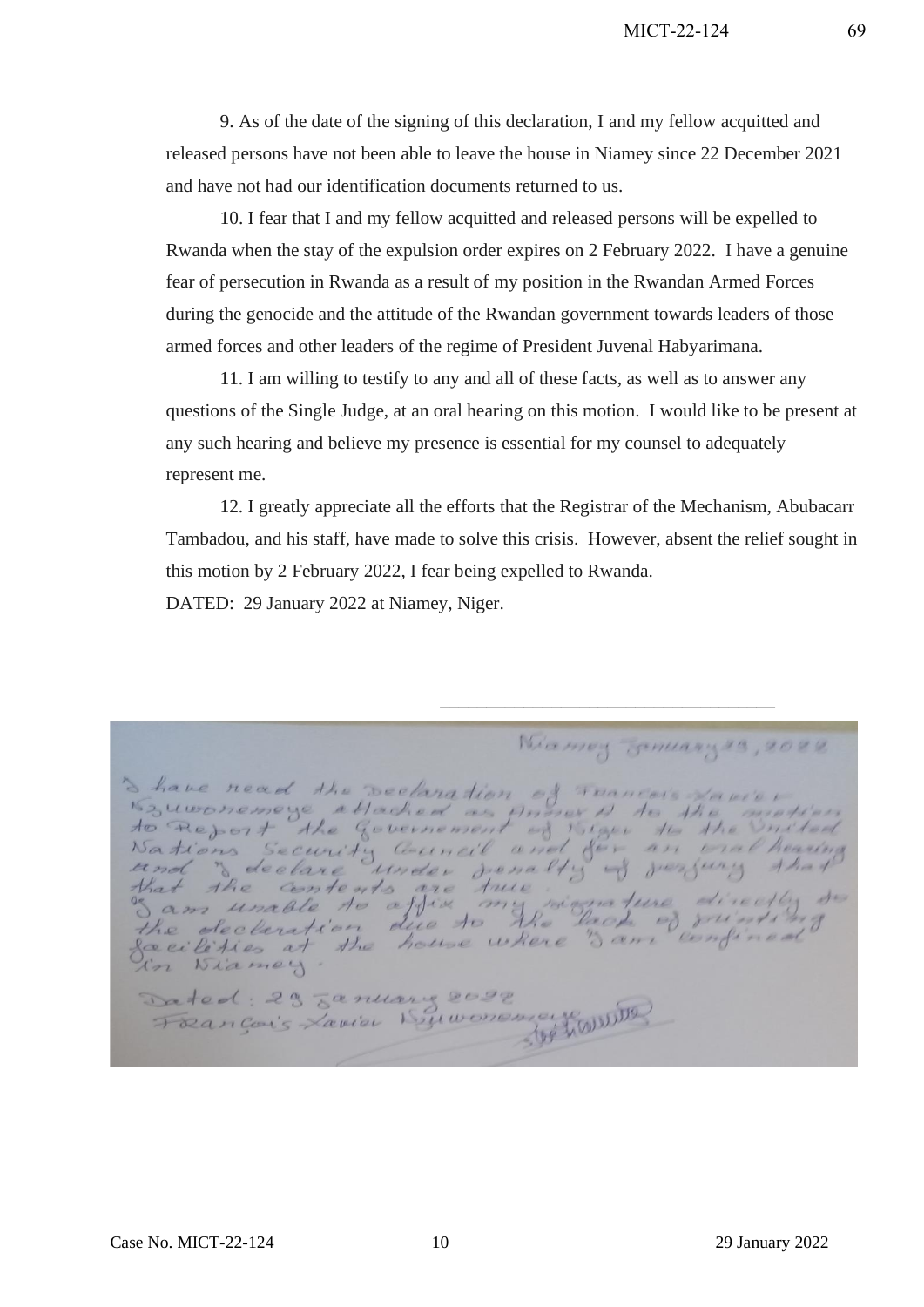9. As of the date of the signing of this declaration, I and my fellow acquitted and released persons have not been able to leave the house in Niamey since 22 December 2021 and have not had our identification documents returned to us.

10. I fear that I and my fellow acquitted and released persons will be expelled to Rwanda when the stay of the expulsion order expires on 2 February 2022. I have a genuine fear of persecution in Rwanda as a result of my position in the Rwandan Armed Forces during the genocide and the attitude of the Rwandan government towards leaders of those armed forces and other leaders of the regime of President Juvenal Habyarimana.

11. I am willing to testify to any and all of these facts, as well as to answer any questions of the Single Judge, at an oral hearing on this motion. I would like to be present at any such hearing and believe my presence is essential for my counsel to adequately represent me.

12. I greatly appreciate all the efforts that the Registrar of the Mechanism, Abubacarr Tambadou, and his staff, have made to solve this crisis. However, absent the relief sought in this motion by 2 February 2022, I fear being expelled to Rwanda.

DATED: 29 January 2022 at Niamey, Niger.

\_\_\_\_\_\_\_\_\_\_\_\_\_\_\_\_\_\_\_\_\_\_\_\_\_\_\_\_\_\_\_\_\_\_

Niamey January 29, 2022

I have read the Declaration of François-Xavier Nzuwonemeye attached as Annex A to the motion to Report the Government of Niger to the United Nations Security Council and for an oral hearing and I declare under penalty of perjury that that the contents are true.

I am unable to affix my signature directly to the declaration due to the lack of printing facilities at the house where I am confined in Niamey.

Dated: 29 January 2022
François-Xavier Nzuwonemeye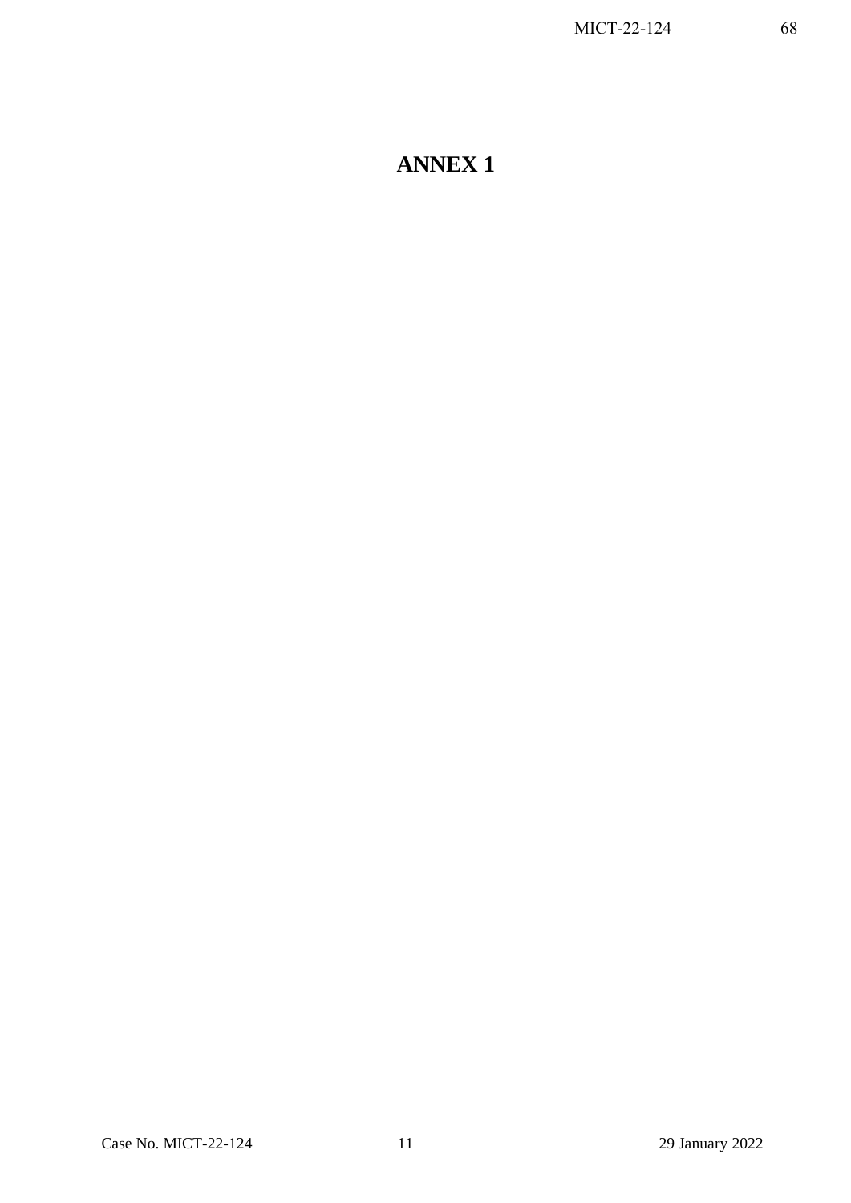# ANNEX 1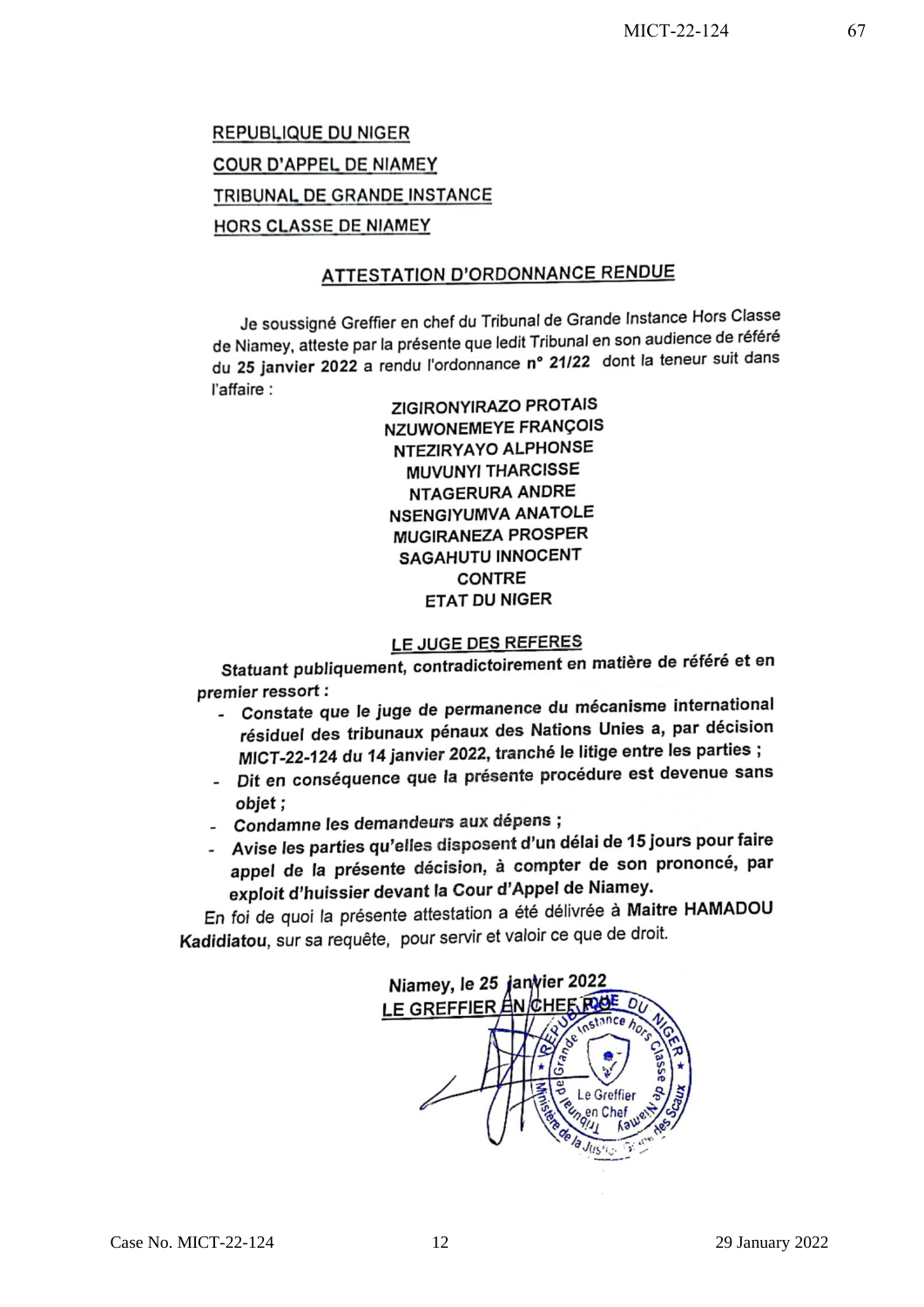REPUBLIQUE DU NIGER

COUR D'APPEL DE NIAMEY

TRIBUNAL DE GRANDE INSTANCE

HORS CLASSE DE NIAMEY

## ATTESTATION D'ORDONNANCE RENDUE

Je soussigné Greffier en chef du Tribunal de Grande Instance Hors Classe de Niamey, atteste par la présente que ledit Tribunal en son audience de référé du **25 janvier 2022** a rendu l'ordonnance **n° 21/22** dont la teneur suit dans l'affaire :

**ZIGIRONYIRAZO PROTAIS**
**NZUWONEMEYE FRANÇOIS**
**NTEZIRYAYO ALPHONSE**
**MUVUNYI THARCISSE**
**NTAGERURA ANDRE**
**NSENGIYUMVA ANATOLE**
**MUGIRANEZA PROSPER**
**SAGAHUTU INNOCENT**
**CONTRE**
**ETAT DU NIGER**

### LE JUGE DES REFERES

***Statuant publiquement, contradictoirement en matière de référé et en premier ressort :***

- ***Constate que le juge de permanence du mécanisme international résiduel des tribunaux pénaux des Nations Unies a, par décision MICT-22-124 du 14 janvier 2022, tranché le litige entre les parties ;***
- ***Dit en conséquence que la présente procédure est devenue sans objet ;***
- ***Condamne les demandeurs aux dépens ;***
- ***Avise les parties qu'elles disposent d'un délai de 15 jours pour faire appel de la présente décision, à compter de son prononcé, par exploit d'huissier devant la Cour d'Appel de Niamey.***

En foi de quoi la présente attestation a été délivrée à **Maitre HAMADOU Kadidiatou**, sur sa requête, pour servir et valoir ce que de droit.

**Niamey, le 25 janvier 2022**

**LE GREFFIER EN CHEF**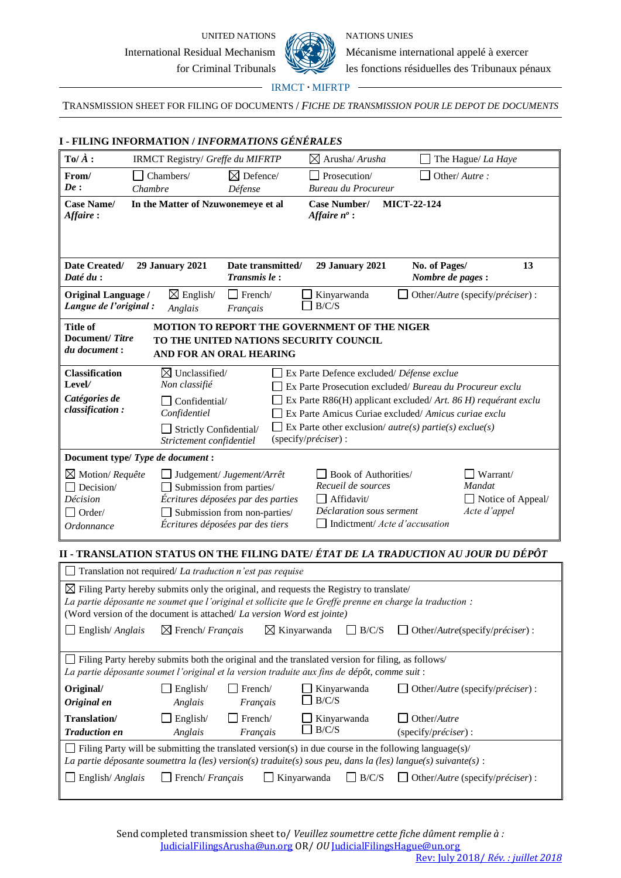UNITED NATIONS
International Residual Mechanism
for Criminal Tribunals

NATIONS UNIES
Mécanisme international appelé à exercer
les fonctions résiduelles des Tribunaux pénaux

IRMCT · MIFRTP

TRANSMISSION SHEET FOR FILING OF DOCUMENTS / *FICHE DE TRANSMISSION POUR LE DEPOT DE DOCUMENTS*

## I - FILING INFORMATION / *INFORMATIONS GÉNÉRALES*

| | | | | |
|---|---|---|---|---|
| **To/ *À* :** | IRMCT Registry/ *Greffe du MIFRTP* | ☒ Arusha/ *Arusha* | ☐ The Hague/ *La Haye* | |
| **From/ *De* :** | ☐ Chambers/ *Chambre* | ☒ Defence/ *Défense* | ☐ Prosecution/ *Bureau du Procureur* | ☐ Other/ *Autre* : |
| **Case Name/ *Affaire* :** | **In the Matter of Nzuwonemeye et al** | **Case Number/ *Affaire nº* :** | **MICT-22-124** | |
| **Date Created/ *Daté du* :** | **29 January 2021** | **Date transmitted/ *Transmis le* :** | **29 January 2021** | **No. of Pages/ *Nombre de pages* :** **13** |
| **Original Language / *Langue de l'original* :** | ☒ English/ *Anglais* | ☐ French/ *Français* | ☐ Kinyarwanda ☐ B/C/S | ☐ Other/*Autre* (specify/*préciser*) : |
| **Title of Document/ *Titre du document* :** | **MOTION TO REPORT THE GOVERNMENT OF THE NIGER TO THE UNITED NATIONS SECURITY COUNCIL AND FOR AN ORAL HEARING** | | | |
| **Classification Level/ *Catégories de classification* :** | ☒ Unclassified/ *Non classifié* ☐ Confidential/ *Confidentiel* ☐ Strictly Confidential/ *Strictement confidentiel* | ☐ Ex Parte Defence excluded/ *Défense exclue* ☐ Ex Parte Prosecution excluded/ *Bureau du Procureur exclu* ☐ Ex Parte R86(H) applicant excluded/ *Art. 86 H) requérant exclu* ☐ Ex Parte Amicus Curiae excluded/ *Amicus curiae exclu* ☐ Ex Parte other exclusion/ *autre(s) partie(s) exclue(s)* (specify/*préciser*) : | | | |
| **Document type/ *Type de document* :** | | | | |
| ☒ Motion/ *Requête* ☐ Decision/ *Décision* ☐ Order/ *Ordonnance* | ☐ Judgement/ *Jugement/Arrêt* ☐ Submission from parties/ *Écritures déposées par des parties* ☐ Submission from non-parties/ *Écritures déposées par des tiers* | ☐ Book of Authorities/ *Recueil de sources* ☐ Affidavit/ *Déclaration sous serment* ☐ Indictment/ *Acte d'accusation* | ☐ Warrant/ *Mandat* ☐ Notice of Appeal/ *Acte d'appel* | |

## II - TRANSLATION STATUS ON THE FILING DATE/ *ÉTAT DE LA TRADUCTION AU JOUR DU DÉPÔT*

☐ Translation not required/ *La traduction n'est pas requise*

☒ Filing Party hereby submits only the original, and requests the Registry to translate/
*La partie déposante ne soumet que l'original et sollicite que le Greffe prenne en charge la traduction :*
(Word version of the document is attached/ *La version Word est jointe)*

☐ English/ *Anglais* ☒ French/ *Français* ☒ Kinyarwanda ☐ B/C/S ☐ Other/*Autre*(specify/*préciser*) :

☐ Filing Party hereby submits both the original and the translated version for filing, as follows/
*La partie déposante soumet l'original et la version traduite aux fins de dépôt, comme suit* :

| | | | | |
|---|---|---|---|---|
| **Original/ *Original en*** | ☐ English/ *Anglais* | ☐ French/ *Français* | ☐ Kinyarwanda ☐ B/C/S | ☐ Other/*Autre* (specify/*préciser*) : |
| **Translation/ *Traduction en*** | ☐ English/ *Anglais* | ☐ French/ *Français* | ☐ Kinyarwanda ☐ B/C/S | ☐ Other/*Autre* (specify/*préciser*) : |

☐ Filing Party will be submitting the translated version(s) in due course in the following language(s)/
*La partie déposante soumettra la (les) version(s) traduite(s) sous peu, dans la (les) langue(s) suivante(s)* :

☐ English/ *Anglais* ☐ French/ *Français* ☐ Kinyarwanda ☐ B/C/S ☐ Other/*Autre* (specify/*préciser*) :

Send completed transmission sheet to/ *Veuillez soumettre cette fiche dûment remplie à :*
JudicialFilingsArusha@un.org OR/ *OU* JudicialFilingsHague@un.org

Rev: July 2018/ *Rév. : juillet 2018*